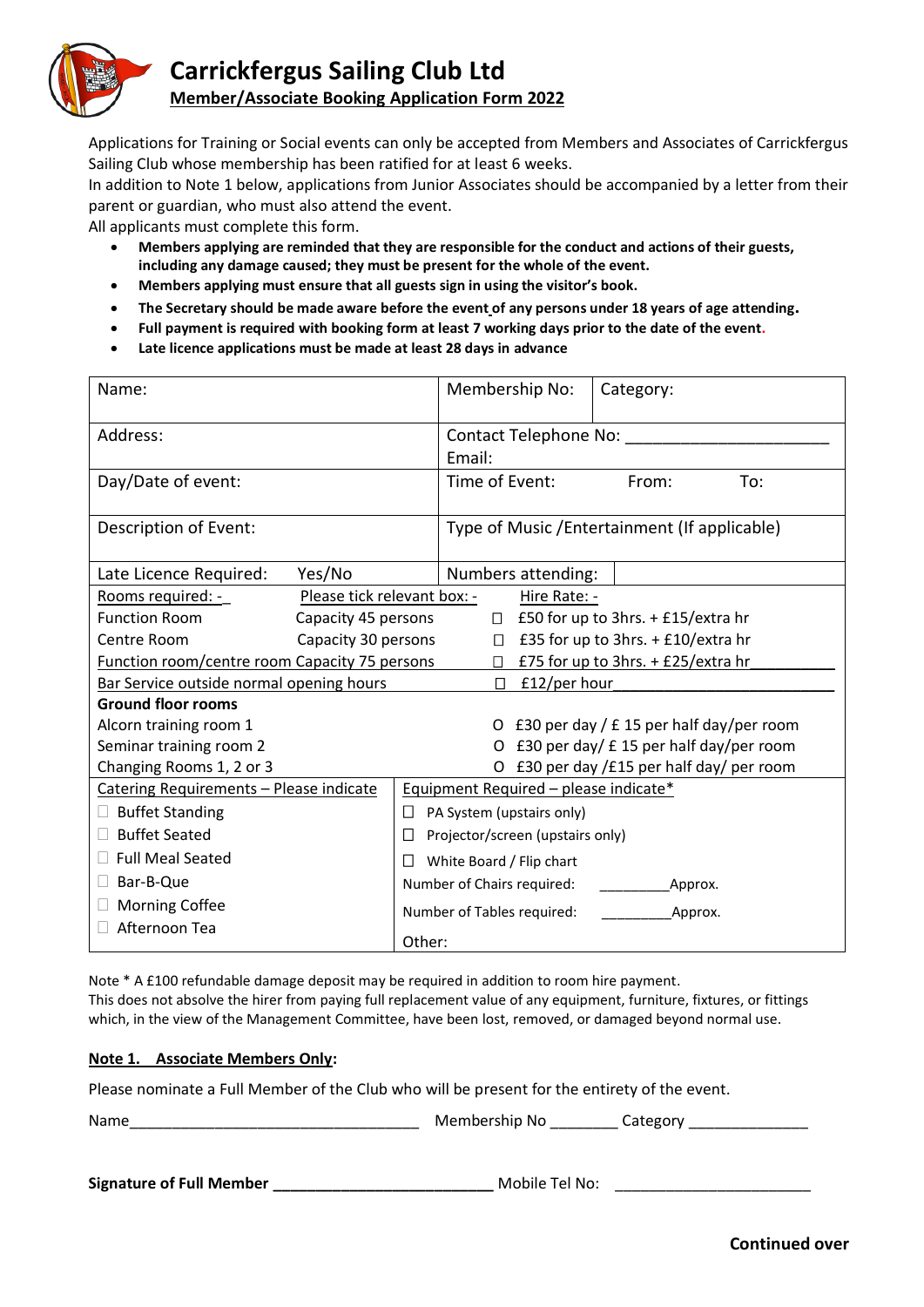# Carrickfergus Sailing Club Ltd

## Member/Associate Booking Application Form 2022

Applications for Training or Social events can only be accepted from Members and Associates of Carrickfergus Sailing Club whose membership has been ratified for at least 6 weeks.
In addition to Note 1 below, applications from Junior Associates should be accompanied by a letter from their parent or guardian, who must also attend the event.
All applicants must complete this form.

- **Members applying are reminded that they are responsible for the conduct and actions of their guests, including any damage caused; they must be present for the whole of the event.**
- **Members applying must ensure that all guests sign in using the visitor's book.**
- **The Secretary should be made aware before the event of any persons under 18 years of age attending.**
- **Full payment is required with booking form at least 7 working days prior to the date of the event.**
- **Late licence applications must be made at least 28 days in advance**

| Name: | Membership No: | Category: |
|---|---|---|
| Address: | Contact Telephone No: ____________________ Email: | |
| Day/Date of event: | Time of Event: From: To: | |
| Description of Event: | Type of Music /Entertainment (If applicable) | |
| Late Licence Required: Yes/No | Numbers attending: | |

| Rooms required: - | Please tick relevant box: - | Hire Rate: - |
|---|---|---|
| Function Room | Capacity 45 persons | ☐ £50 for up to 3hrs. + £15/extra hr |
| Centre Room | Capacity 30 persons | ☐ £35 for up to 3hrs. + £10/extra hr |
| Function room/centre room Capacity 75 persons | | ☐ £75 for up to 3hrs. + £25/extra hr |
| Bar Service outside normal opening hours | | ☐ £12/per hour |
| **Ground floor rooms** | | |
| Alcorn training room 1 | | O £30 per day / £ 15 per half day/per room |
| Seminar training room 2 | | O £30 per day/ £ 15 per half day/per room |
| Changing Rooms 1, 2 or 3 | | O £30 per day /£15 per half day/ per room |

| Catering Requirements – Please indicate | Equipment Required – please indicate* |
|---|---|
| ☐ Buffet Standing | ☐ PA System (upstairs only) |
| ☐ Buffet Seated | ☐ Projector/screen (upstairs only) |
| ☐ Full Meal Seated | ☐ White Board / Flip chart |
| ☐ Bar-B-Que | Number of Chairs required: _________Approx. |
| ☐ Morning Coffee | Number of Tables required: _________Approx. |
| ☐ Afternoon Tea | Other: |

Note * A £100 refundable damage deposit may be required in addition to room hire payment.
This does not absolve the hirer from paying full replacement value of any equipment, furniture, fixtures, or fittings which, in the view of the Management Committee, have been lost, removed, or damaged beyond normal use.

**Note 1. Associate Members Only:**

Please nominate a Full Member of the Club who will be present for the entirety of the event.

Name__________________________________ Membership No ________ Category ______________

**Signature of Full Member** __________________________ Mobile Tel No: _______________________

**Continued over**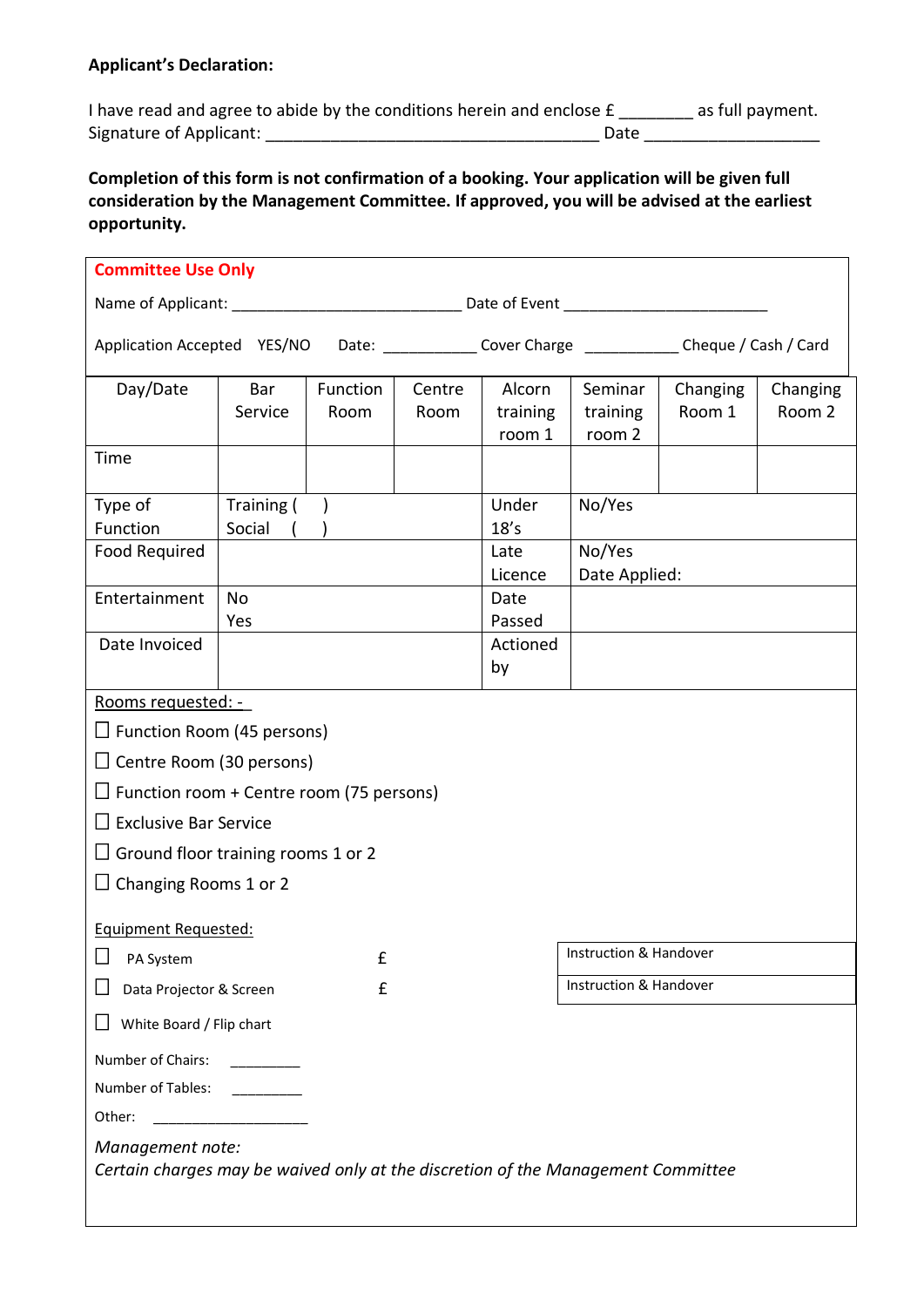**Applicant's Declaration:**

I have read and agree to abide by the conditions herein and enclose £ ________ as full payment.
Signature of Applicant: ____________________________________ Date ___________________

**Completion of this form is not confirmation of a booking. Your application will be given full consideration by the Management Committee. If approved, you will be advised at the earliest opportunity.**

**Committee Use Only**

Name of Applicant: _________________________ Date of Event ______________________

Application Accepted YES/NO Date: ___________ Cover Charge ___________ Cheque / Cash / Card

| Day/Date | Bar Service | Function Room | Centre Room | Alcorn training room 1 | Seminar training room 2 | Changing Room 1 | Changing Room 2 |
|---|---|---|---|---|---|---|---|
| Time | | | | | | | |
| Type of Function | Training ( )<br>Social ( ) | | | Under 18's | No/Yes | | |
| Food Required | | | | Late Licence | No/Yes<br>Date Applied: | | |
| Entertainment | No<br>Yes | | | Date Passed | | | |
| Date Invoiced | | | | Actioned by | | | |

Rooms requested: -

☐ Function Room (45 persons)

☐ Centre Room (30 persons)

☐ Function room + Centre room (75 persons)

☐ Exclusive Bar Service

☐ Ground floor training rooms 1 or 2

☐ Changing Rooms 1 or 2

Equipment Requested:

| | | |
|---|---|---|
| ☐ PA System | £ | Instruction & Handover |
| ☐ Data Projector & Screen | £ | Instruction & Handover |
| ☐ White Board / Flip chart | | |

Number of Chairs: _________

Number of Tables: _________

Other: ____________________

*Management note:*
*Certain charges may be waived only at the discretion of the Management Committee*